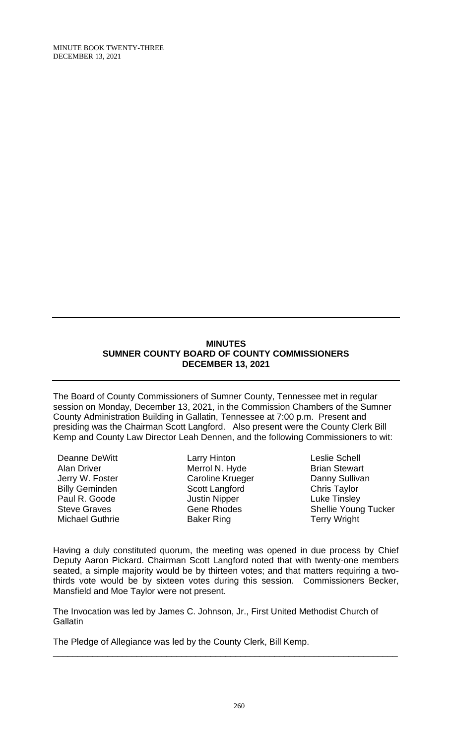## MINUTES
## SUMNER COUNTY BOARD OF COUNTY COMMISSIONERS
## DECEMBER 13, 2021

The Board of County Commissioners of Sumner County, Tennessee met in regular session on Monday, December 13, 2021, in the Commission Chambers of the Sumner County Administration Building in Gallatin, Tennessee at 7:00 p.m. Present and presiding was the Chairman Scott Langford. Also present were the County Clerk Bill Kemp and County Law Director Leah Dennen, and the following Commissioners to wit:

Deanne DeWitt
Alan Driver
Jerry W. Foster
Billy Geminden
Paul R. Goode
Steve Graves
Michael Guthrie
Larry Hinton
Merrol N. Hyde
Caroline Krueger
Scott Langford
Justin Nipper
Gene Rhodes
Baker Ring
Leslie Schell
Brian Stewart
Danny Sullivan
Chris Taylor
Luke Tinsley
Shellie Young Tucker
Terry Wright

Having a duly constituted quorum, the meeting was opened in due process by Chief Deputy Aaron Pickard. Chairman Scott Langford noted that with twenty-one members seated, a simple majority would be by thirteen votes; and that matters requiring a two-thirds vote would be by sixteen votes during this session. Commissioners Becker, Mansfield and Moe Taylor were not present.

The Invocation was led by James C. Johnson, Jr., First United Methodist Church of Gallatin

The Pledge of Allegiance was led by the County Clerk, Bill Kemp.

---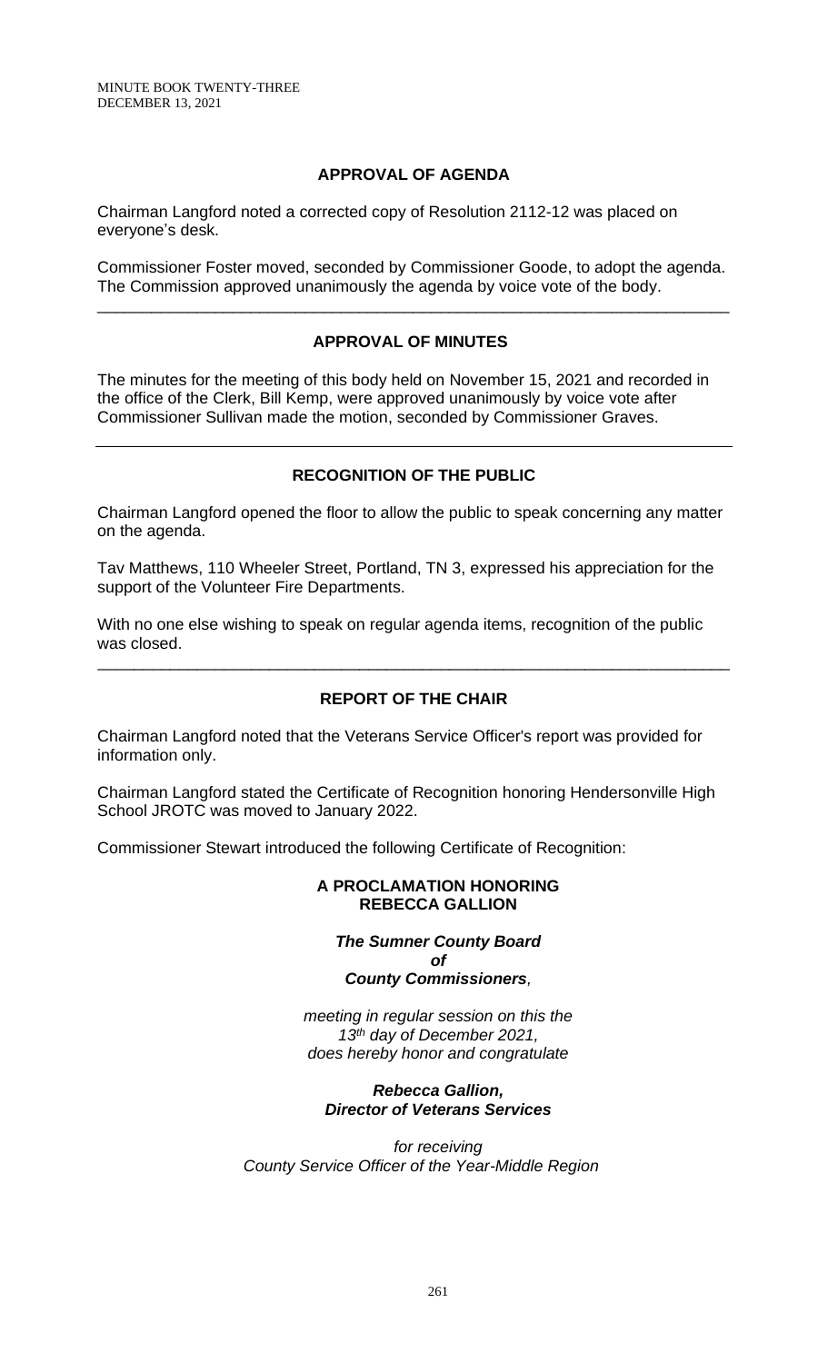## APPROVAL OF AGENDA

Chairman Langford noted a corrected copy of Resolution 2112-12 was placed on everyone's desk.

Commissioner Foster moved, seconded by Commissioner Goode, to adopt the agenda. The Commission approved unanimously the agenda by voice vote of the body.

---

## APPROVAL OF MINUTES

The minutes for the meeting of this body held on November 15, 2021 and recorded in the office of the Clerk, Bill Kemp, were approved unanimously by voice vote after Commissioner Sullivan made the motion, seconded by Commissioner Graves.

---

## RECOGNITION OF THE PUBLIC

Chairman Langford opened the floor to allow the public to speak concerning any matter on the agenda.

Tav Matthews, 110 Wheeler Street, Portland, TN 3, expressed his appreciation for the support of the Volunteer Fire Departments.

With no one else wishing to speak on regular agenda items, recognition of the public was closed.

---

## REPORT OF THE CHAIR

Chairman Langford noted that the Veterans Service Officer's report was provided for information only.

Chairman Langford stated the Certificate of Recognition honoring Hendersonville High School JROTC was moved to January 2022.

Commissioner Stewart introduced the following Certificate of Recognition:

**A PROCLAMATION HONORING REBECCA GALLION**

***The Sumner County Board of County Commissioners,***

*meeting in regular session on this the 13th day of December 2021, does hereby honor and congratulate*

***Rebecca Gallion, Director of Veterans Services***

*for receiving County Service Officer of the Year-Middle Region*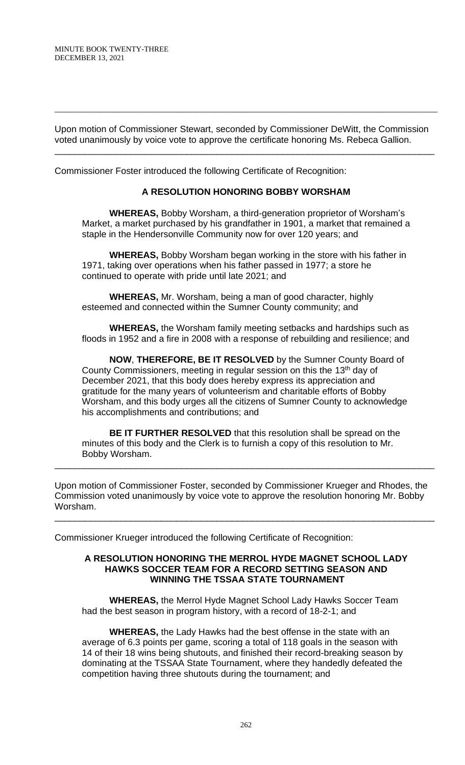---

Upon motion of Commissioner Stewart, seconded by Commissioner DeWitt, the Commission voted unanimously by voice vote to approve the certificate honoring Ms. Rebeca Gallion.

---

Commissioner Foster introduced the following Certificate of Recognition:

**A RESOLUTION HONORING BOBBY WORSHAM**

**WHEREAS,** Bobby Worsham, a third-generation proprietor of Worsham's Market, a market purchased by his grandfather in 1901, a market that remained a staple in the Hendersonville Community now for over 120 years; and

**WHEREAS,** Bobby Worsham began working in the store with his father in 1971, taking over operations when his father passed in 1977; a store he continued to operate with pride until late 2021; and

**WHEREAS,** Mr. Worsham, being a man of good character, highly esteemed and connected within the Sumner County community; and

**WHEREAS,** the Worsham family meeting setbacks and hardships such as floods in 1952 and a fire in 2008 with a response of rebuilding and resilience; and

**NOW**, **THEREFORE, BE IT RESOLVED** by the Sumner County Board of County Commissioners, meeting in regular session on this the 13th day of December 2021, that this body does hereby express its appreciation and gratitude for the many years of volunteerism and charitable efforts of Bobby Worsham, and this body urges all the citizens of Sumner County to acknowledge his accomplishments and contributions; and

**BE IT FURTHER RESOLVED** that this resolution shall be spread on the minutes of this body and the Clerk is to furnish a copy of this resolution to Mr. Bobby Worsham.

---

Upon motion of Commissioner Foster, seconded by Commissioner Krueger and Rhodes, the Commission voted unanimously by voice vote to approve the resolution honoring Mr. Bobby Worsham.

---

Commissioner Krueger introduced the following Certificate of Recognition:

**A RESOLUTION HONORING THE MERROL HYDE MAGNET SCHOOL LADY HAWKS SOCCER TEAM FOR A RECORD SETTING SEASON AND WINNING THE TSSAA STATE TOURNAMENT**

**WHEREAS,** the Merrol Hyde Magnet School Lady Hawks Soccer Team had the best season in program history, with a record of 18-2-1; and

**WHEREAS,** the Lady Hawks had the best offense in the state with an average of 6.3 points per game, scoring a total of 118 goals in the season with 14 of their 18 wins being shutouts, and finished their record-breaking season by dominating at the TSSAA State Tournament, where they handedly defeated the competition having three shutouts during the tournament; and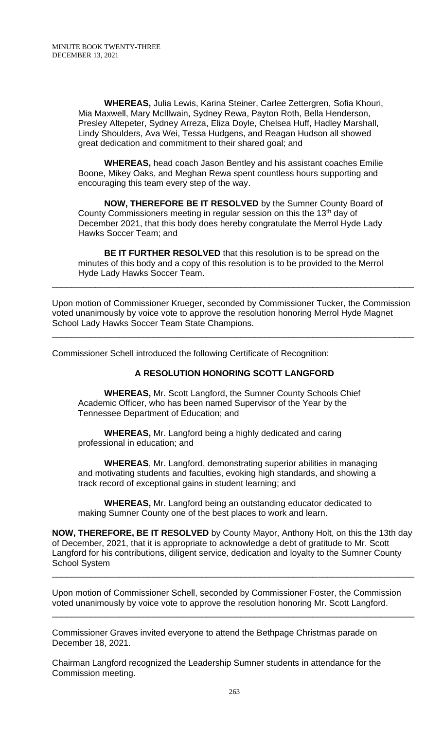**WHEREAS,** Julia Lewis, Karina Steiner, Carlee Zettergren, Sofia Khouri, Mia Maxwell, Mary McIllwain, Sydney Rewa, Payton Roth, Bella Henderson, Presley Altepeter, Sydney Arreza, Eliza Doyle, Chelsea Huff, Hadley Marshall, Lindy Shoulders, Ava Wei, Tessa Hudgens, and Reagan Hudson all showed great dedication and commitment to their shared goal; and

**WHEREAS,** head coach Jason Bentley and his assistant coaches Emilie Boone, Mikey Oaks, and Meghan Rewa spent countless hours supporting and encouraging this team every step of the way.

**NOW, THEREFORE BE IT RESOLVED** by the Sumner County Board of County Commissioners meeting in regular session on this the 13th day of December 2021, that this body does hereby congratulate the Merrol Hyde Lady Hawks Soccer Team; and

**BE IT FURTHER RESOLVED** that this resolution is to be spread on the minutes of this body and a copy of this resolution is to be provided to the Merrol Hyde Lady Hawks Soccer Team.

---

Upon motion of Commissioner Krueger, seconded by Commissioner Tucker, the Commission voted unanimously by voice vote to approve the resolution honoring Merrol Hyde Magnet School Lady Hawks Soccer Team State Champions.

---

Commissioner Schell introduced the following Certificate of Recognition:

**A RESOLUTION HONORING SCOTT LANGFORD**

**WHEREAS,** Mr. Scott Langford, the Sumner County Schools Chief Academic Officer, who has been named Supervisor of the Year by the Tennessee Department of Education; and

**WHEREAS,** Mr. Langford being a highly dedicated and caring professional in education; and

**WHEREAS**, Mr. Langford, demonstrating superior abilities in managing and motivating students and faculties, evoking high standards, and showing a track record of exceptional gains in student learning; and

**WHEREAS,** Mr. Langford being an outstanding educator dedicated to making Sumner County one of the best places to work and learn.

**NOW, THEREFORE, BE IT RESOLVED** by County Mayor, Anthony Holt, on this the 13th day of December, 2021, that it is appropriate to acknowledge a debt of gratitude to Mr. Scott Langford for his contributions, diligent service, dedication and loyalty to the Sumner County School System

---

Upon motion of Commissioner Schell, seconded by Commissioner Foster, the Commission voted unanimously by voice vote to approve the resolution honoring Mr. Scott Langford.

---

Commissioner Graves invited everyone to attend the Bethpage Christmas parade on December 18, 2021.

Chairman Langford recognized the Leadership Sumner students in attendance for the Commission meeting.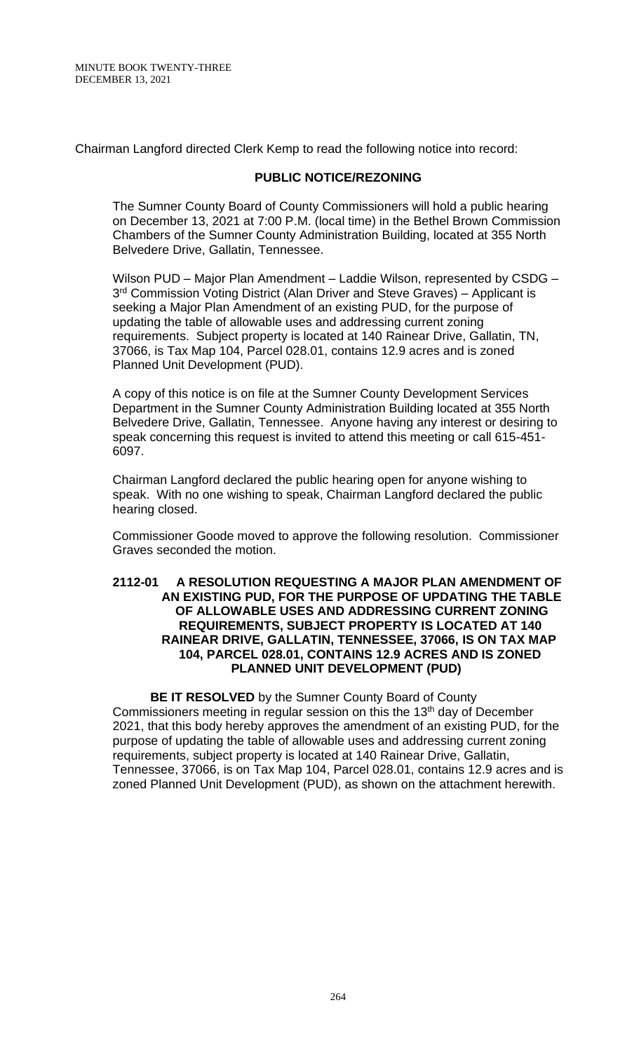Chairman Langford directed Clerk Kemp to read the following notice into record:

**PUBLIC NOTICE/REZONING**

The Sumner County Board of County Commissioners will hold a public hearing on December 13, 2021 at 7:00 P.M. (local time) in the Bethel Brown Commission Chambers of the Sumner County Administration Building, located at 355 North Belvedere Drive, Gallatin, Tennessee.

Wilson PUD – Major Plan Amendment – Laddie Wilson, represented by CSDG – 3rd Commission Voting District (Alan Driver and Steve Graves) – Applicant is seeking a Major Plan Amendment of an existing PUD, for the purpose of updating the table of allowable uses and addressing current zoning requirements. Subject property is located at 140 Rainear Drive, Gallatin, TN, 37066, is Tax Map 104, Parcel 028.01, contains 12.9 acres and is zoned Planned Unit Development (PUD).

A copy of this notice is on file at the Sumner County Development Services Department in the Sumner County Administration Building located at 355 North Belvedere Drive, Gallatin, Tennessee. Anyone having any interest or desiring to speak concerning this request is invited to attend this meeting or call 615-451-6097.

Chairman Langford declared the public hearing open for anyone wishing to speak. With no one wishing to speak, Chairman Langford declared the public hearing closed.

Commissioner Goode moved to approve the following resolution. Commissioner Graves seconded the motion.

**2112-01 A RESOLUTION REQUESTING A MAJOR PLAN AMENDMENT OF AN EXISTING PUD, FOR THE PURPOSE OF UPDATING THE TABLE OF ALLOWABLE USES AND ADDRESSING CURRENT ZONING REQUIREMENTS, SUBJECT PROPERTY IS LOCATED AT 140 RAINEAR DRIVE, GALLATIN, TENNESSEE, 37066, IS ON TAX MAP 104, PARCEL 028.01, CONTAINS 12.9 ACRES AND IS ZONED PLANNED UNIT DEVELOPMENT (PUD)**

**BE IT RESOLVED** by the Sumner County Board of County Commissioners meeting in regular session on this the 13th day of December 2021, that this body hereby approves the amendment of an existing PUD, for the purpose of updating the table of allowable uses and addressing current zoning requirements, subject property is located at 140 Rainear Drive, Gallatin, Tennessee, 37066, is on Tax Map 104, Parcel 028.01, contains 12.9 acres and is zoned Planned Unit Development (PUD), as shown on the attachment herewith.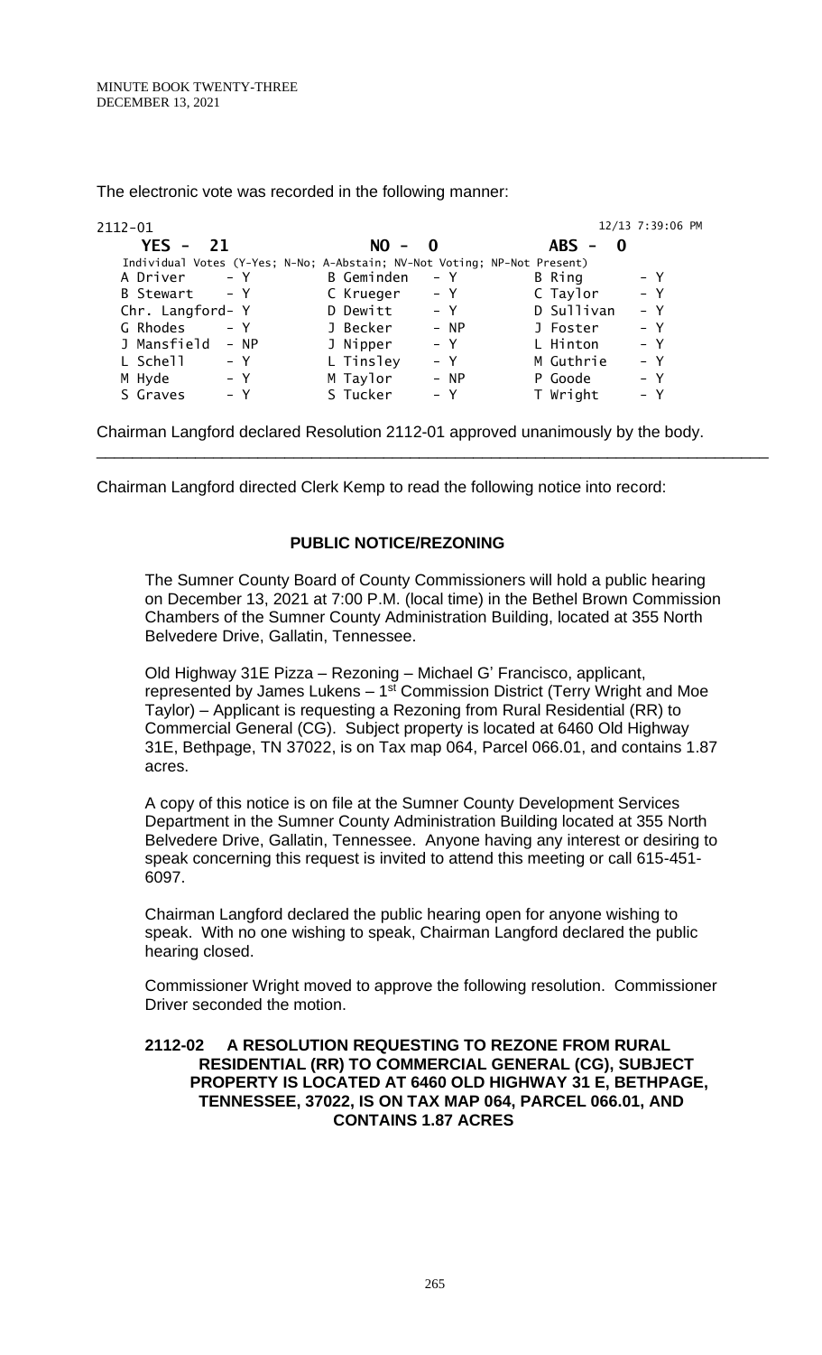The electronic vote was recorded in the following manner:

2112-01 12/13 7:39:06 PM

| YES - 21 | | NO - 0 | | ABS - 0 | |
|---|---|---|---|---|---|
| Individual Votes (Y-Yes; N-No; A-Abstain; NV-Not Voting; NP-Not Present) | | | | | |
| A Driver | - Y | B Geminden | - Y | B Ring | - Y |
| B Stewart | - Y | C Krueger | - Y | C Taylor | - Y |
| Chr. Langford | - Y | D Dewitt | - Y | D Sullivan | - Y |
| G Rhodes | - Y | J Becker | - NP | J Foster | - Y |
| J Mansfield | - NP | J Nipper | - Y | L Hinton | - Y |
| L Schell | - Y | L Tinsley | - Y | M Guthrie | - Y |
| M Hyde | - Y | M Taylor | - NP | P Goode | - Y |
| S Graves | - Y | S Tucker | - Y | T Wright | - Y |

Chairman Langford declared Resolution 2112-01 approved unanimously by the body.

---

Chairman Langford directed Clerk Kemp to read the following notice into record:

**PUBLIC NOTICE/REZONING**

The Sumner County Board of County Commissioners will hold a public hearing on December 13, 2021 at 7:00 P.M. (local time) in the Bethel Brown Commission Chambers of the Sumner County Administration Building, located at 355 North Belvedere Drive, Gallatin, Tennessee.

Old Highway 31E Pizza – Rezoning – Michael G' Francisco, applicant, represented by James Lukens – 1st Commission District (Terry Wright and Moe Taylor) – Applicant is requesting a Rezoning from Rural Residential (RR) to Commercial General (CG). Subject property is located at 6460 Old Highway 31E, Bethpage, TN 37022, is on Tax map 064, Parcel 066.01, and contains 1.87 acres.

A copy of this notice is on file at the Sumner County Development Services Department in the Sumner County Administration Building located at 355 North Belvedere Drive, Gallatin, Tennessee. Anyone having any interest or desiring to speak concerning this request is invited to attend this meeting or call 615-451-6097.

Chairman Langford declared the public hearing open for anyone wishing to speak. With no one wishing to speak, Chairman Langford declared the public hearing closed.

Commissioner Wright moved to approve the following resolution. Commissioner Driver seconded the motion.

**2112-02 A RESOLUTION REQUESTING TO REZONE FROM RURAL RESIDENTIAL (RR) TO COMMERCIAL GENERAL (CG), SUBJECT PROPERTY IS LOCATED AT 6460 OLD HIGHWAY 31 E, BETHPAGE, TENNESSEE, 37022, IS ON TAX MAP 064, PARCEL 066.01, AND CONTAINS 1.87 ACRES**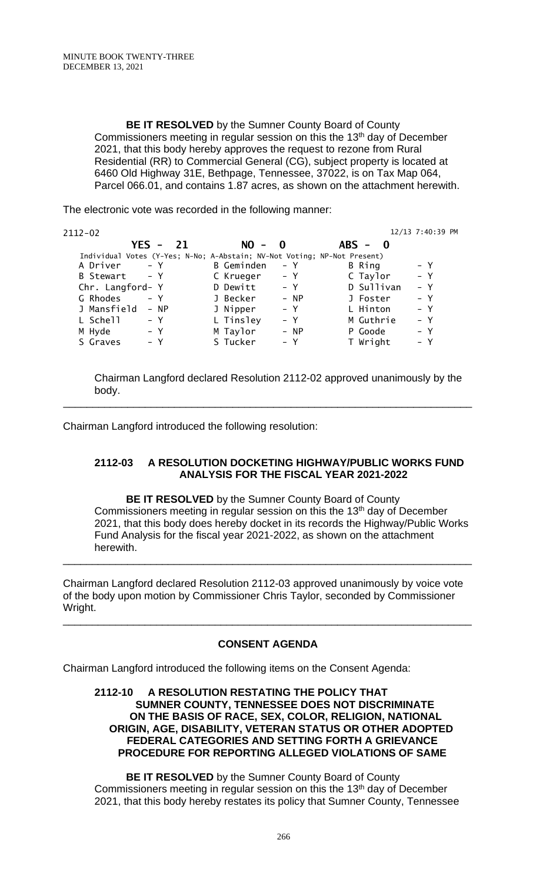**BE IT RESOLVED** by the Sumner County Board of County Commissioners meeting in regular session on this the 13th day of December 2021, that this body hereby approves the request to rezone from Rural Residential (RR) to Commercial General (CG), subject property is located at 6460 Old Highway 31E, Bethpage, Tennessee, 37022, is on Tax Map 064, Parcel 066.01, and contains 1.87 acres, as shown on the attachment herewith.

The electronic vote was recorded in the following manner:

2112-02 12/13 7:40:39 PM

**YES - 21 NO - 0 ABS - 0**

Individual Votes (Y-Yes; N-No; A-Abstain; NV-Not Voting; NP-Not Present)

| | | | | | |
|---|---|---|---|---|---|
| A Driver | - Y | B Geminden | - Y | B Ring | - Y |
| B Stewart | - Y | C Krueger | - Y | C Taylor | - Y |
| Chr. Langford | - Y | D Dewitt | - Y | D Sullivan | - Y |
| G Rhodes | - Y | J Becker | - NP | J Foster | - Y |
| J Mansfield | - NP | J Nipper | - Y | L Hinton | - Y |
| L Schell | - Y | L Tinsley | - Y | M Guthrie | - Y |
| M Hyde | - Y | M Taylor | - NP | P Goode | - Y |
| S Graves | - Y | S Tucker | - Y | T Wright | - Y |

Chairman Langford declared Resolution 2112-02 approved unanimously by the body.

---

Chairman Langford introduced the following resolution:

**2112-03 A RESOLUTION DOCKETING HIGHWAY/PUBLIC WORKS FUND ANALYSIS FOR THE FISCAL YEAR 2021-2022**

**BE IT RESOLVED** by the Sumner County Board of County Commissioners meeting in regular session on this the 13th day of December 2021, that this body does hereby docket in its records the Highway/Public Works Fund Analysis for the fiscal year 2021-2022, as shown on the attachment herewith.

---

Chairman Langford declared Resolution 2112-03 approved unanimously by voice vote of the body upon motion by Commissioner Chris Taylor, seconded by Commissioner Wright.

---

**CONSENT AGENDA**

Chairman Langford introduced the following items on the Consent Agenda:

**2112-10 A RESOLUTION RESTATING THE POLICY THAT SUMNER COUNTY, TENNESSEE DOES NOT DISCRIMINATE ON THE BASIS OF RACE, SEX, COLOR, RELIGION, NATIONAL ORIGIN, AGE, DISABILITY, VETERAN STATUS OR OTHER ADOPTED FEDERAL CATEGORIES AND SETTING FORTH A GRIEVANCE PROCEDURE FOR REPORTING ALLEGED VIOLATIONS OF SAME**

**BE IT RESOLVED** by the Sumner County Board of County Commissioners meeting in regular session on this the 13th day of December 2021, that this body hereby restates its policy that Sumner County, Tennessee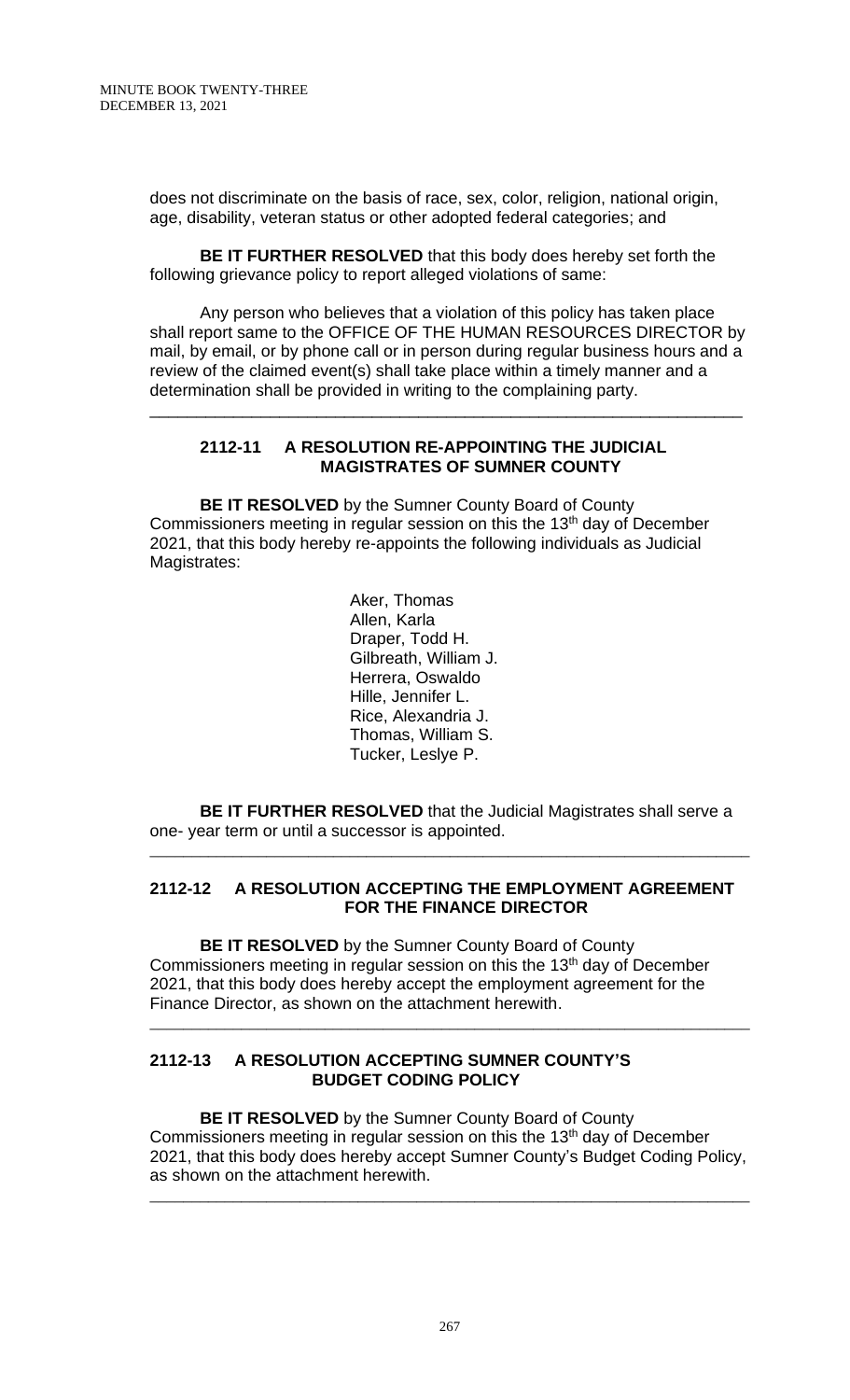does not discriminate on the basis of race, sex, color, religion, national origin, age, disability, veteran status or other adopted federal categories; and

**BE IT FURTHER RESOLVED** that this body does hereby set forth the following grievance policy to report alleged violations of same:

Any person who believes that a violation of this policy has taken place shall report same to the OFFICE OF THE HUMAN RESOURCES DIRECTOR by mail, by email, or by phone call or in person during regular business hours and a review of the claimed event(s) shall take place within a timely manner and a determination shall be provided in writing to the complaining party.

---

### 2112-11 A RESOLUTION RE-APPOINTING THE JUDICIAL MAGISTRATES OF SUMNER COUNTY

**BE IT RESOLVED** by the Sumner County Board of County Commissioners meeting in regular session on this the 13th day of December 2021, that this body hereby re-appoints the following individuals as Judicial Magistrates:

Aker, Thomas
Allen, Karla
Draper, Todd H.
Gilbreath, William J.
Herrera, Oswaldo
Hille, Jennifer L.
Rice, Alexandria J.
Thomas, William S.
Tucker, Leslye P.

**BE IT FURTHER RESOLVED** that the Judicial Magistrates shall serve a one- year term or until a successor is appointed.

---

### 2112-12 A RESOLUTION ACCEPTING THE EMPLOYMENT AGREEMENT FOR THE FINANCE DIRECTOR

**BE IT RESOLVED** by the Sumner County Board of County Commissioners meeting in regular session on this the 13th day of December 2021, that this body does hereby accept the employment agreement for the Finance Director, as shown on the attachment herewith.

---

### 2112-13 A RESOLUTION ACCEPTING SUMNER COUNTY'S BUDGET CODING POLICY

**BE IT RESOLVED** by the Sumner County Board of County Commissioners meeting in regular session on this the 13th day of December 2021, that this body does hereby accept Sumner County's Budget Coding Policy, as shown on the attachment herewith.

---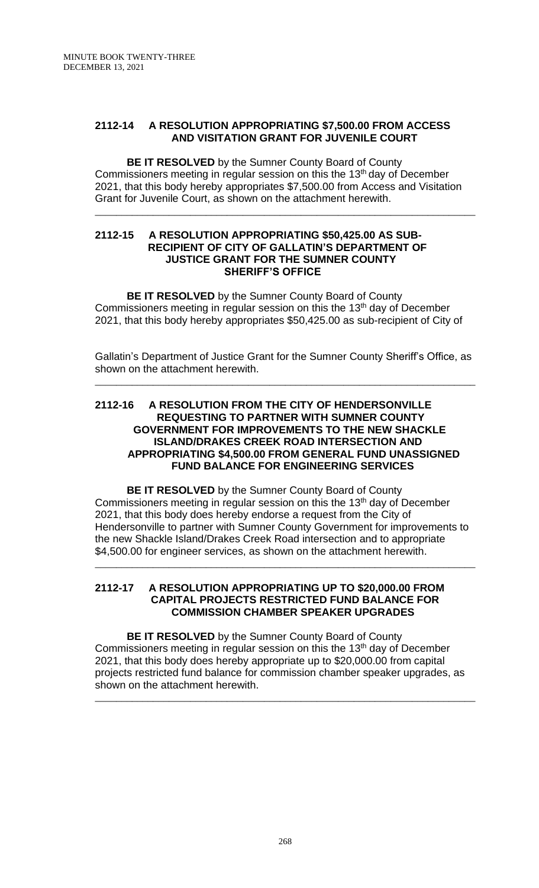### 2112-14 A RESOLUTION APPROPRIATING $7,500.00 FROM ACCESS AND VISITATION GRANT FOR JUVENILE COURT

**BE IT RESOLVED** by the Sumner County Board of County Commissioners meeting in regular session on this the 13th day of December 2021, that this body hereby appropriates $7,500.00 from Access and Visitation Grant for Juvenile Court, as shown on the attachment herewith.

---

### 2112-15 A RESOLUTION APPROPRIATING $50,425.00 AS SUB-RECIPIENT OF CITY OF GALLATIN'S DEPARTMENT OF JUSTICE GRANT FOR THE SUMNER COUNTY SHERIFF'S OFFICE

**BE IT RESOLVED** by the Sumner County Board of County Commissioners meeting in regular session on this the 13th day of December 2021, that this body hereby appropriates $50,425.00 as sub-recipient of City of Gallatin's Department of Justice Grant for the Sumner County Sheriff's Office, as shown on the attachment herewith.

---

### 2112-16 A RESOLUTION FROM THE CITY OF HENDERSONVILLE REQUESTING TO PARTNER WITH SUMNER COUNTY GOVERNMENT FOR IMPROVEMENTS TO THE NEW SHACKLE ISLAND/DRAKES CREEK ROAD INTERSECTION AND APPROPRIATING $4,500.00 FROM GENERAL FUND UNASSIGNED FUND BALANCE FOR ENGINEERING SERVICES

**BE IT RESOLVED** by the Sumner County Board of County Commissioners meeting in regular session on this the 13th day of December 2021, that this body does hereby endorse a request from the City of Hendersonville to partner with Sumner County Government for improvements to the new Shackle Island/Drakes Creek Road intersection and to appropriate $4,500.00 for engineer services, as shown on the attachment herewith.

---

### 2112-17 A RESOLUTION APPROPRIATING UP TO $20,000.00 FROM CAPITAL PROJECTS RESTRICTED FUND BALANCE FOR COMMISSION CHAMBER SPEAKER UPGRADES

**BE IT RESOLVED** by the Sumner County Board of County Commissioners meeting in regular session on this the 13th day of December 2021, that this body does hereby appropriate up to $20,000.00 from capital projects restricted fund balance for commission chamber speaker upgrades, as shown on the attachment herewith.

---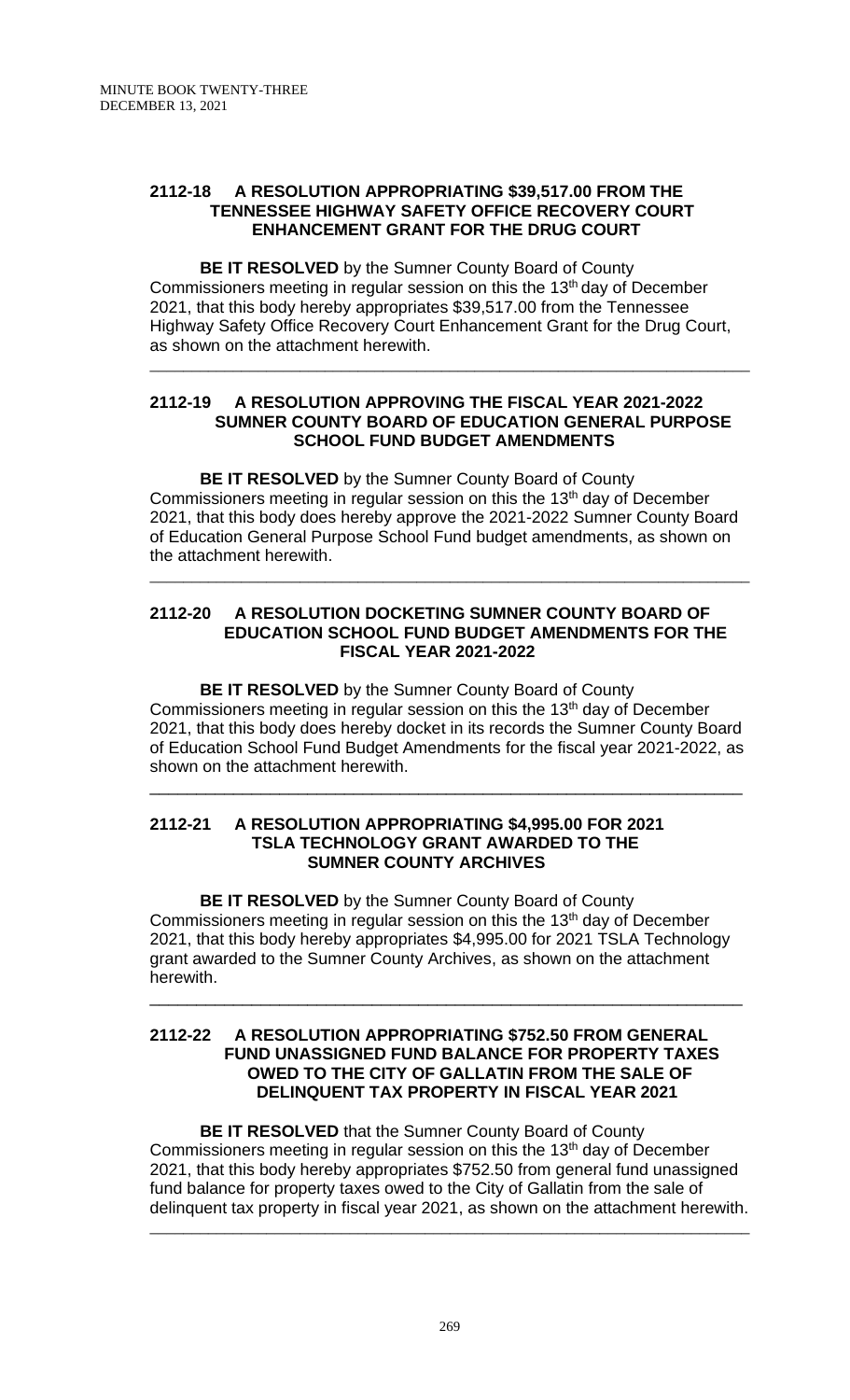**2112-18 A RESOLUTION APPROPRIATING $39,517.00 FROM THE TENNESSEE HIGHWAY SAFETY OFFICE RECOVERY COURT ENHANCEMENT GRANT FOR THE DRUG COURT**

**BE IT RESOLVED** by the Sumner County Board of County Commissioners meeting in regular session on this the 13th day of December 2021, that this body hereby appropriates $39,517.00 from the Tennessee Highway Safety Office Recovery Court Enhancement Grant for the Drug Court, as shown on the attachment herewith.

---

**2112-19 A RESOLUTION APPROVING THE FISCAL YEAR 2021-2022 SUMNER COUNTY BOARD OF EDUCATION GENERAL PURPOSE SCHOOL FUND BUDGET AMENDMENTS**

**BE IT RESOLVED** by the Sumner County Board of County Commissioners meeting in regular session on this the 13th day of December 2021, that this body does hereby approve the 2021-2022 Sumner County Board of Education General Purpose School Fund budget amendments, as shown on the attachment herewith.

---

**2112-20 A RESOLUTION DOCKETING SUMNER COUNTY BOARD OF EDUCATION SCHOOL FUND BUDGET AMENDMENTS FOR THE FISCAL YEAR 2021-2022**

**BE IT RESOLVED** by the Sumner County Board of County Commissioners meeting in regular session on this the 13th day of December 2021, that this body does hereby docket in its records the Sumner County Board of Education School Fund Budget Amendments for the fiscal year 2021-2022, as shown on the attachment herewith.

---

**2112-21 A RESOLUTION APPROPRIATING $4,995.00 FOR 2021 TSLA TECHNOLOGY GRANT AWARDED TO THE SUMNER COUNTY ARCHIVES**

**BE IT RESOLVED** by the Sumner County Board of County Commissioners meeting in regular session on this the 13th day of December 2021, that this body hereby appropriates $4,995.00 for 2021 TSLA Technology grant awarded to the Sumner County Archives, as shown on the attachment herewith.

---

**2112-22 A RESOLUTION APPROPRIATING $752.50 FROM GENERAL FUND UNASSIGNED FUND BALANCE FOR PROPERTY TAXES OWED TO THE CITY OF GALLATIN FROM THE SALE OF DELINQUENT TAX PROPERTY IN FISCAL YEAR 2021**

**BE IT RESOLVED** that the Sumner County Board of County Commissioners meeting in regular session on this the 13th day of December 2021, that this body hereby appropriates $752.50 from general fund unassigned fund balance for property taxes owed to the City of Gallatin from the sale of delinquent tax property in fiscal year 2021, as shown on the attachment herewith.

---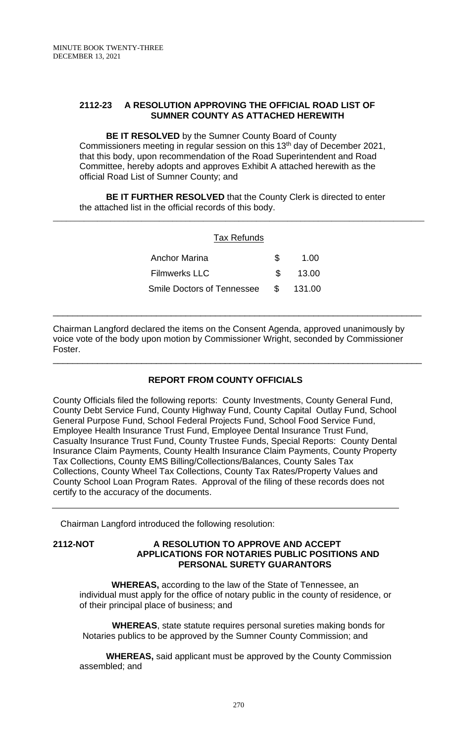**2112-23 A RESOLUTION APPROVING THE OFFICIAL ROAD LIST OF SUMNER COUNTY AS ATTACHED HEREWITH**

**BE IT RESOLVED** by the Sumner County Board of County Commissioners meeting in regular session on this 13th day of December 2021, that this body, upon recommendation of the Road Superintendent and Road Committee, hereby adopts and approves Exhibit A attached herewith as the official Road List of Sumner County; and

**BE IT FURTHER RESOLVED** that the County Clerk is directed to enter the attached list in the official records of this body.

---

Tax Refunds

| | | |
|---|---|---|
| Anchor Marina | $ | 1.00 |
| Filmwerks LLC | $ | 13.00 |
| Smile Doctors of Tennessee | $ | 131.00 |

---

Chairman Langford declared the items on the Consent Agenda, approved unanimously by voice vote of the body upon motion by Commissioner Wright, seconded by Commissioner Foster.

---

**REPORT FROM COUNTY OFFICIALS**

County Officials filed the following reports: County Investments, County General Fund, County Debt Service Fund, County Highway Fund, County Capital Outlay Fund, School General Purpose Fund, School Federal Projects Fund, School Food Service Fund, Employee Health Insurance Trust Fund, Employee Dental Insurance Trust Fund, Casualty Insurance Trust Fund, County Trustee Funds, Special Reports: County Dental Insurance Claim Payments, County Health Insurance Claim Payments, County Property Tax Collections, County EMS Billing/Collections/Balances, County Sales Tax Collections, County Wheel Tax Collections, County Tax Rates/Property Values and County School Loan Program Rates. Approval of the filing of these records does not certify to the accuracy of the documents.

---

Chairman Langford introduced the following resolution:

**2112-NOT A RESOLUTION TO APPROVE AND ACCEPT APPLICATIONS FOR NOTARIES PUBLIC POSITIONS AND PERSONAL SURETY GUARANTORS**

**WHEREAS,** according to the law of the State of Tennessee, an individual must apply for the office of notary public in the county of residence, or of their principal place of business; and

**WHEREAS**, state statute requires personal sureties making bonds for Notaries publics to be approved by the Sumner County Commission; and

**WHEREAS,** said applicant must be approved by the County Commission assembled; and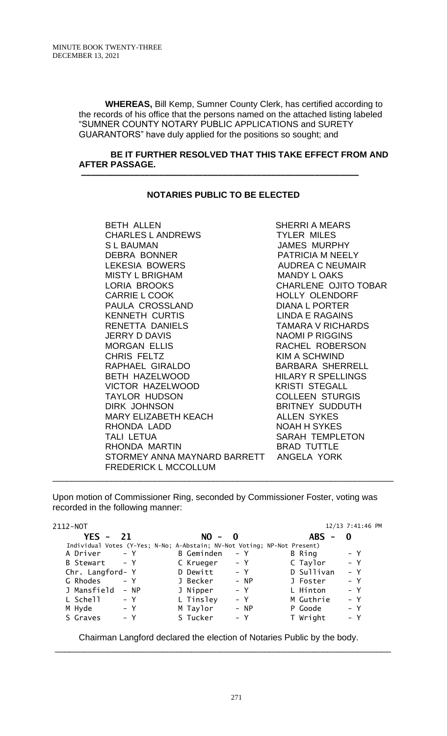**WHEREAS,** Bill Kemp, Sumner County Clerk, has certified according to the records of his office that the persons named on the attached listing labeled "SUMNER COUNTY NOTARY PUBLIC APPLICATIONS and SURETY GUARANTORS" have duly applied for the positions so sought; and

**BE IT FURTHER RESOLVED THAT THIS TAKE EFFECT FROM AND AFTER PASSAGE.**

---

**NOTARIES PUBLIC TO BE ELECTED**

BETH ALLEN
CHARLES L ANDREWS
S L BAUMAN
DEBRA BONNER
LEKESIA BOWERS
MISTY L BRIGHAM
LORIA BROOKS
CARRIE L COOK
PAULA CROSSLAND
KENNETH CURTIS
RENETTA DANIELS
JERRY D DAVIS
MORGAN ELLIS
CHRIS FELTZ
RAPHAEL GIRALDO
BETH HAZELWOOD
VICTOR HAZELWOOD
TAYLOR HUDSON
DIRK JOHNSON
MARY ELIZABETH KEACH
RHONDA LADD
TALI LETUA
RHONDA MARTIN
STORMEY ANNA MAYNARD BARRETT
FREDERICK L MCCOLLUM
SHERRI A MEARS
TYLER MILES
JAMES MURPHY
PATRICIA M NEELY
AUDREA C NEUMAIR
MANDY L OAKS
CHARLENE OJITO TOBAR
HOLLY OLENDORF
DIANA L PORTER
LINDA E RAGAINS
TAMARA V RICHARDS
NAOMI P RIGGINS
RACHEL ROBERSON
KIM A SCHWIND
BARBARA SHERRELL
HILARY R SPELLINGS
KRISTI STEGALL
COLLEEN STURGIS
BRITNEY SUDDUTH
ALLEN SYKES
NOAH H SYKES
SARAH TEMPLETON
BRAD TUTTLE
ANGELA YORK

---

Upon motion of Commissioner Ring, seconded by Commissioner Foster, voting was recorded in the following manner:

2112-NOT 12/13 7:41:46 PM

**YES - 21 NO - 0 ABS - 0**

Individual Votes (Y-Yes; N-No; A-Abstain; NV-Not Voting; NP-Not Present)

| | | | | | |
|---|---|---|---|---|---|
| A Driver | - Y | B Geminden | - Y | B Ring | - Y |
| B Stewart | - Y | C Krueger | - Y | C Taylor | - Y |
| Chr. Langford | - Y | D Dewitt | - Y | D Sullivan | - Y |
| G Rhodes | - Y | J Becker | - NP | J Foster | - Y |
| J Mansfield | - NP | J Nipper | - Y | L Hinton | - Y |
| L Schell | - Y | L Tinsley | - Y | M Guthrie | - Y |
| M Hyde | - Y | M Taylor | - NP | P Goode | - Y |
| S Graves | - Y | S Tucker | - Y | T Wright | - Y |

Chairman Langford declared the election of Notaries Public by the body.

---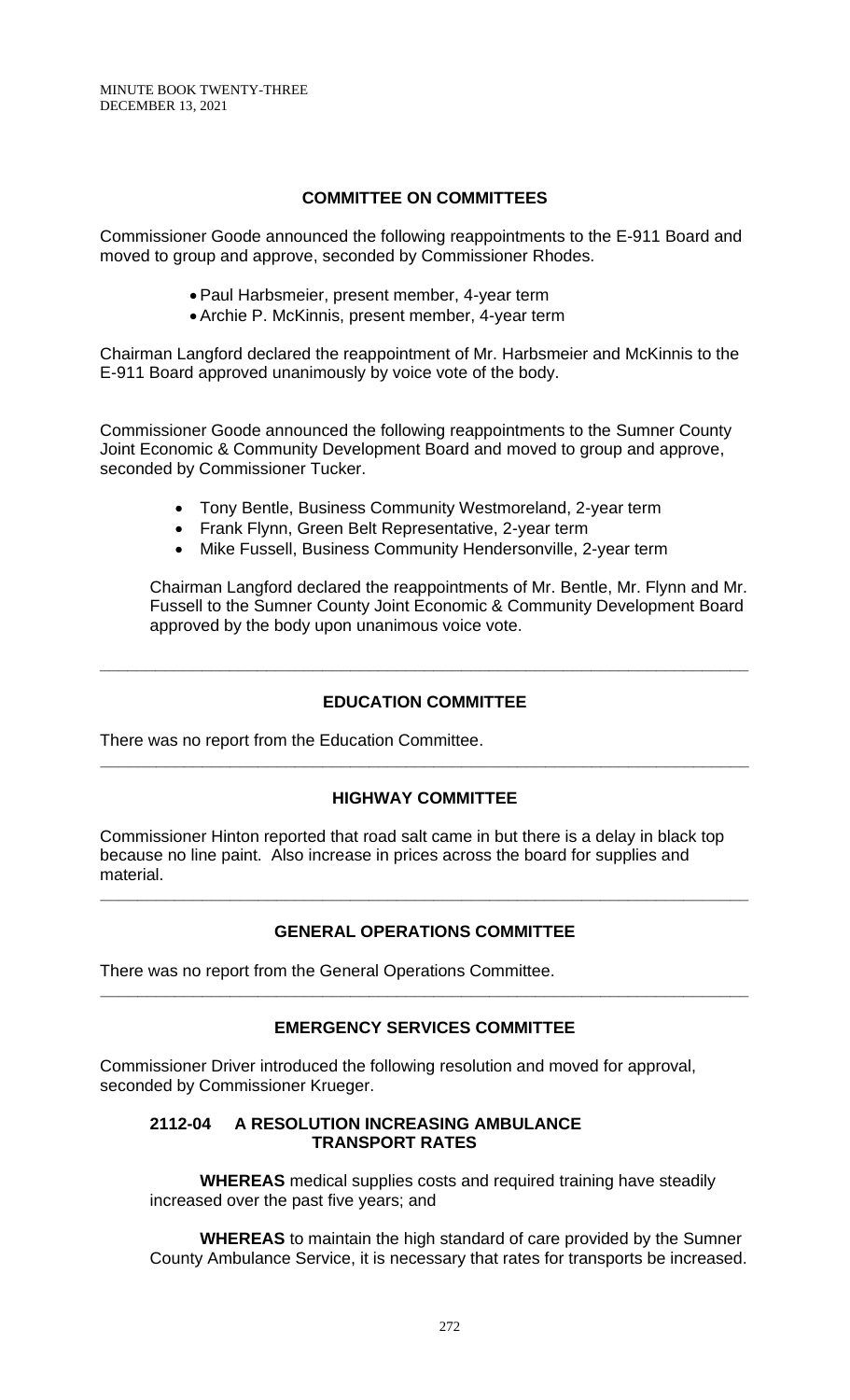## COMMITTEE ON COMMITTEES

Commissioner Goode announced the following reappointments to the E-911 Board and moved to group and approve, seconded by Commissioner Rhodes.

- Paul Harbsmeier, present member, 4-year term
- Archie P. McKinnis, present member, 4-year term

Chairman Langford declared the reappointment of Mr. Harbsmeier and McKinnis to the E-911 Board approved unanimously by voice vote of the body.

Commissioner Goode announced the following reappointments to the Sumner County Joint Economic & Community Development Board and moved to group and approve, seconded by Commissioner Tucker.

- Tony Bentle, Business Community Westmoreland, 2-year term
- Frank Flynn, Green Belt Representative, 2-year term
- Mike Fussell, Business Community Hendersonville, 2-year term

Chairman Langford declared the reappointments of Mr. Bentle, Mr. Flynn and Mr. Fussell to the Sumner County Joint Economic & Community Development Board approved by the body upon unanimous voice vote.

---

## EDUCATION COMMITTEE

There was no report from the Education Committee.

---

## HIGHWAY COMMITTEE

Commissioner Hinton reported that road salt came in but there is a delay in black top because no line paint. Also increase in prices across the board for supplies and material.

---

## GENERAL OPERATIONS COMMITTEE

There was no report from the General Operations Committee.

---

## EMERGENCY SERVICES COMMITTEE

Commissioner Driver introduced the following resolution and moved for approval, seconded by Commissioner Krueger.

### 2112-04 A RESOLUTION INCREASING AMBULANCE TRANSPORT RATES

**WHEREAS** medical supplies costs and required training have steadily increased over the past five years; and

**WHEREAS** to maintain the high standard of care provided by the Sumner County Ambulance Service, it is necessary that rates for transports be increased.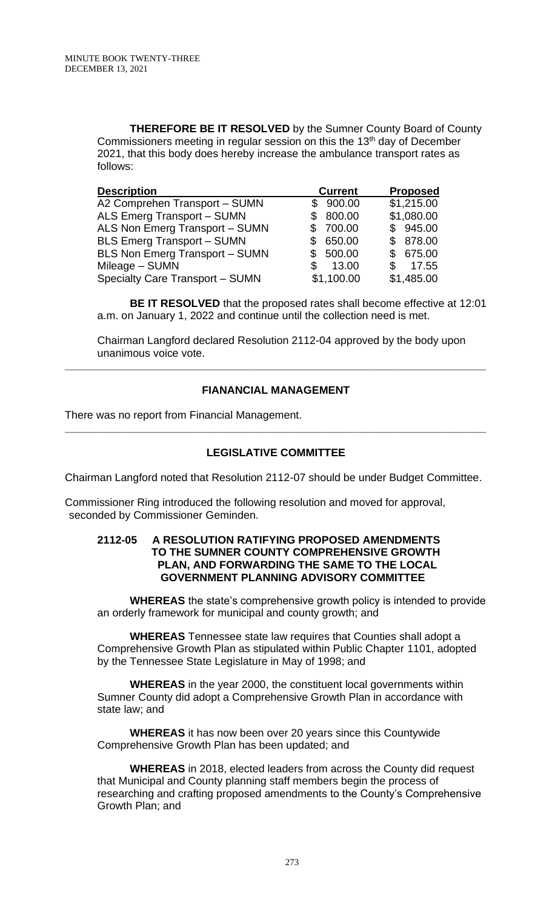**THEREFORE BE IT RESOLVED** by the Sumner County Board of County Commissioners meeting in regular session on this the 13th day of December 2021, that this body does hereby increase the ambulance transport rates as follows:

| Description | Current | Proposed |
|---|---|---|
| A2 Comprehen Transport – SUMN | $ 900.00 | $1,215.00 |
| ALS Emerg Transport – SUMN | $ 800.00 | $1,080.00 |
| ALS Non Emerg Transport – SUMN | $ 700.00 | $ 945.00 |
| BLS Emerg Transport – SUMN | $ 650.00 | $ 878.00 |
| BLS Non Emerg Transport – SUMN | $ 500.00 | $ 675.00 |
| Mileage – SUMN | $ 13.00 | $ 17.55 |
| Specialty Care Transport – SUMN | $1,100.00 | $1,485.00 |

**BE IT RESOLVED** that the proposed rates shall become effective at 12:01 a.m. on January 1, 2022 and continue until the collection need is met.

Chairman Langford declared Resolution 2112-04 approved by the body upon unanimous voice vote.

---

## FIANANCIAL MANAGEMENT

There was no report from Financial Management.

---

## LEGISLATIVE COMMITTEE

Chairman Langford noted that Resolution 2112-07 should be under Budget Committee.

Commissioner Ring introduced the following resolution and moved for approval, seconded by Commissioner Geminden.

### 2112-05 A RESOLUTION RATIFYING PROPOSED AMENDMENTS TO THE SUMNER COUNTY COMPREHENSIVE GROWTH PLAN, AND FORWARDING THE SAME TO THE LOCAL GOVERNMENT PLANNING ADVISORY COMMITTEE

**WHEREAS** the state's comprehensive growth policy is intended to provide an orderly framework for municipal and county growth; and

**WHEREAS** Tennessee state law requires that Counties shall adopt a Comprehensive Growth Plan as stipulated within Public Chapter 1101, adopted by the Tennessee State Legislature in May of 1998; and

**WHEREAS** in the year 2000, the constituent local governments within Sumner County did adopt a Comprehensive Growth Plan in accordance with state law; and

**WHEREAS** it has now been over 20 years since this Countywide Comprehensive Growth Plan has been updated; and

**WHEREAS** in 2018, elected leaders from across the County did request that Municipal and County planning staff members begin the process of researching and crafting proposed amendments to the County's Comprehensive Growth Plan; and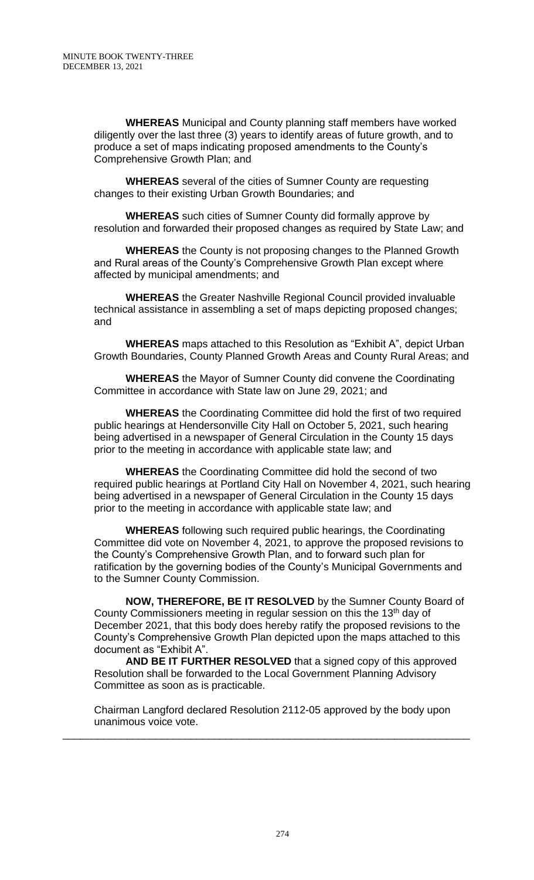**WHEREAS** Municipal and County planning staff members have worked diligently over the last three (3) years to identify areas of future growth, and to produce a set of maps indicating proposed amendments to the County's Comprehensive Growth Plan; and

**WHEREAS** several of the cities of Sumner County are requesting changes to their existing Urban Growth Boundaries; and

**WHEREAS** such cities of Sumner County did formally approve by resolution and forwarded their proposed changes as required by State Law; and

**WHEREAS** the County is not proposing changes to the Planned Growth and Rural areas of the County's Comprehensive Growth Plan except where affected by municipal amendments; and

**WHEREAS** the Greater Nashville Regional Council provided invaluable technical assistance in assembling a set of maps depicting proposed changes; and

**WHEREAS** maps attached to this Resolution as "Exhibit A", depict Urban Growth Boundaries, County Planned Growth Areas and County Rural Areas; and

**WHEREAS** the Mayor of Sumner County did convene the Coordinating Committee in accordance with State law on June 29, 2021; and

**WHEREAS** the Coordinating Committee did hold the first of two required public hearings at Hendersonville City Hall on October 5, 2021, such hearing being advertised in a newspaper of General Circulation in the County 15 days prior to the meeting in accordance with applicable state law; and

**WHEREAS** the Coordinating Committee did hold the second of two required public hearings at Portland City Hall on November 4, 2021, such hearing being advertised in a newspaper of General Circulation in the County 15 days prior to the meeting in accordance with applicable state law; and

**WHEREAS** following such required public hearings, the Coordinating Committee did vote on November 4, 2021, to approve the proposed revisions to the County's Comprehensive Growth Plan, and to forward such plan for ratification by the governing bodies of the County's Municipal Governments and to the Sumner County Commission.

**NOW, THEREFORE, BE IT RESOLVED** by the Sumner County Board of County Commissioners meeting in regular session on this the 13th day of December 2021, that this body does hereby ratify the proposed revisions to the County's Comprehensive Growth Plan depicted upon the maps attached to this document as "Exhibit A".

**AND BE IT FURTHER RESOLVED** that a signed copy of this approved Resolution shall be forwarded to the Local Government Planning Advisory Committee as soon as is practicable.

Chairman Langford declared Resolution 2112-05 approved by the body upon unanimous voice vote.

---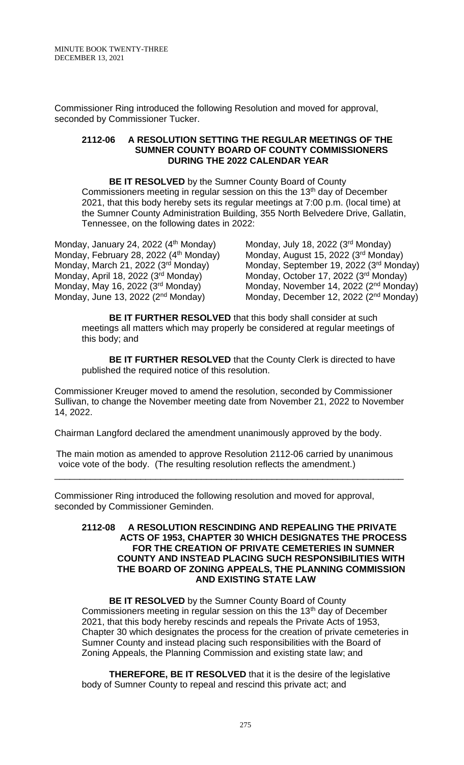Commissioner Ring introduced the following Resolution and moved for approval, seconded by Commissioner Tucker.

**2112-06 A RESOLUTION SETTING THE REGULAR MEETINGS OF THE SUMNER COUNTY BOARD OF COUNTY COMMISSIONERS DURING THE 2022 CALENDAR YEAR**

**BE IT RESOLVED** by the Sumner County Board of County Commissioners meeting in regular session on this the 13th day of December 2021, that this body hereby sets its regular meetings at 7:00 p.m. (local time) at the Sumner County Administration Building, 355 North Belvedere Drive, Gallatin, Tennessee, on the following dates in 2022:

Monday, January 24, 2022 (4th Monday)
Monday, February 28, 2022 (4th Monday)
Monday, March 21, 2022 (3rd Monday)
Monday, April 18, 2022 (3rd Monday)
Monday, May 16, 2022 (3rd Monday)
Monday, June 13, 2022 (2nd Monday)
Monday, July 18, 2022 (3rd Monday)
Monday, August 15, 2022 (3rd Monday)
Monday, September 19, 2022 (3rd Monday)
Monday, October 17, 2022 (3rd Monday)
Monday, November 14, 2022 (2nd Monday)
Monday, December 12, 2022 (2nd Monday)

**BE IT FURTHER RESOLVED** that this body shall consider at such meetings all matters which may properly be considered at regular meetings of this body; and

**BE IT FURTHER RESOLVED** that the County Clerk is directed to have published the required notice of this resolution.

Commissioner Kreuger moved to amend the resolution, seconded by Commissioner Sullivan, to change the November meeting date from November 21, 2022 to November 14, 2022.

Chairman Langford declared the amendment unanimously approved by the body.

The main motion as amended to approve Resolution 2112-06 carried by unanimous voice vote of the body. (The resulting resolution reflects the amendment.)

---

Commissioner Ring introduced the following resolution and moved for approval, seconded by Commissioner Geminden.

**2112-08 A RESOLUTION RESCINDING AND REPEALING THE PRIVATE ACTS OF 1953, CHAPTER 30 WHICH DESIGNATES THE PROCESS FOR THE CREATION OF PRIVATE CEMETERIES IN SUMNER COUNTY AND INSTEAD PLACING SUCH RESPONSIBILITIES WITH THE BOARD OF ZONING APPEALS, THE PLANNING COMMISSION AND EXISTING STATE LAW**

**BE IT RESOLVED** by the Sumner County Board of County Commissioners meeting in regular session on this the 13th day of December 2021, that this body hereby rescinds and repeals the Private Acts of 1953, Chapter 30 which designates the process for the creation of private cemeteries in Sumner County and instead placing such responsibilities with the Board of Zoning Appeals, the Planning Commission and existing state law; and

**THEREFORE, BE IT RESOLVED** that it is the desire of the legislative body of Sumner County to repeal and rescind this private act; and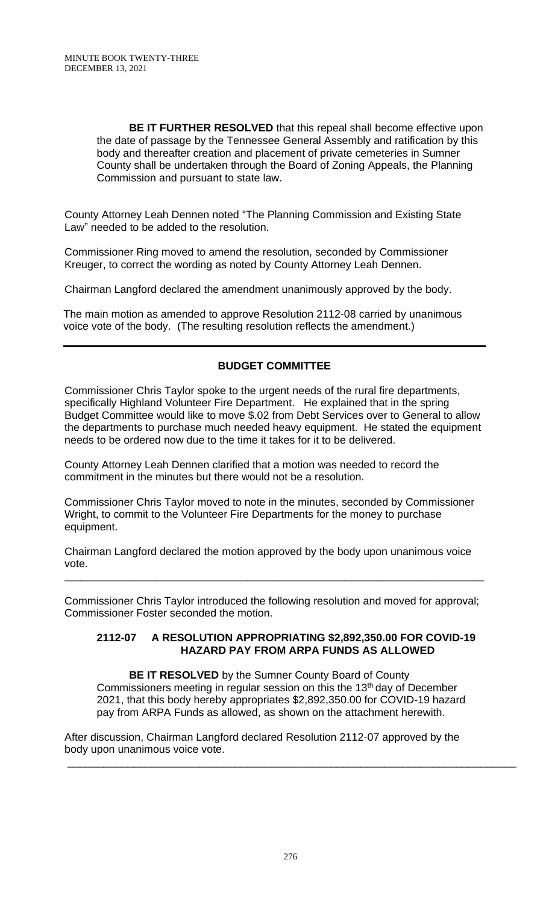**BE IT FURTHER RESOLVED** that this repeal shall become effective upon the date of passage by the Tennessee General Assembly and ratification by this body and thereafter creation and placement of private cemeteries in Sumner County shall be undertaken through the Board of Zoning Appeals, the Planning Commission and pursuant to state law.

County Attorney Leah Dennen noted "The Planning Commission and Existing State Law" needed to be added to the resolution.

Commissioner Ring moved to amend the resolution, seconded by Commissioner Kreuger, to correct the wording as noted by County Attorney Leah Dennen.

Chairman Langford declared the amendment unanimously approved by the body.

The main motion as amended to approve Resolution 2112-08 carried by unanimous voice vote of the body. (The resulting resolution reflects the amendment.)

---

## BUDGET COMMITTEE

Commissioner Chris Taylor spoke to the urgent needs of the rural fire departments, specifically Highland Volunteer Fire Department. He explained that in the spring Budget Committee would like to move $.02 from Debt Services over to General to allow the departments to purchase much needed heavy equipment. He stated the equipment needs to be ordered now due to the time it takes for it to be delivered.

County Attorney Leah Dennen clarified that a motion was needed to record the commitment in the minutes but there would not be a resolution.

Commissioner Chris Taylor moved to note in the minutes, seconded by Commissioner Wright, to commit to the Volunteer Fire Departments for the money to purchase equipment.

Chairman Langford declared the motion approved by the body upon unanimous voice vote.

---

Commissioner Chris Taylor introduced the following resolution and moved for approval; Commissioner Foster seconded the motion.

### 2112-07 A RESOLUTION APPROPRIATING $2,892,350.00 FOR COVID-19 HAZARD PAY FROM ARPA FUNDS AS ALLOWED

**BE IT RESOLVED** by the Sumner County Board of County Commissioners meeting in regular session on this the 13th day of December 2021, that this body hereby appropriates $2,892,350.00 for COVID-19 hazard pay from ARPA Funds as allowed, as shown on the attachment herewith.

After discussion, Chairman Langford declared Resolution 2112-07 approved by the body upon unanimous voice vote.

---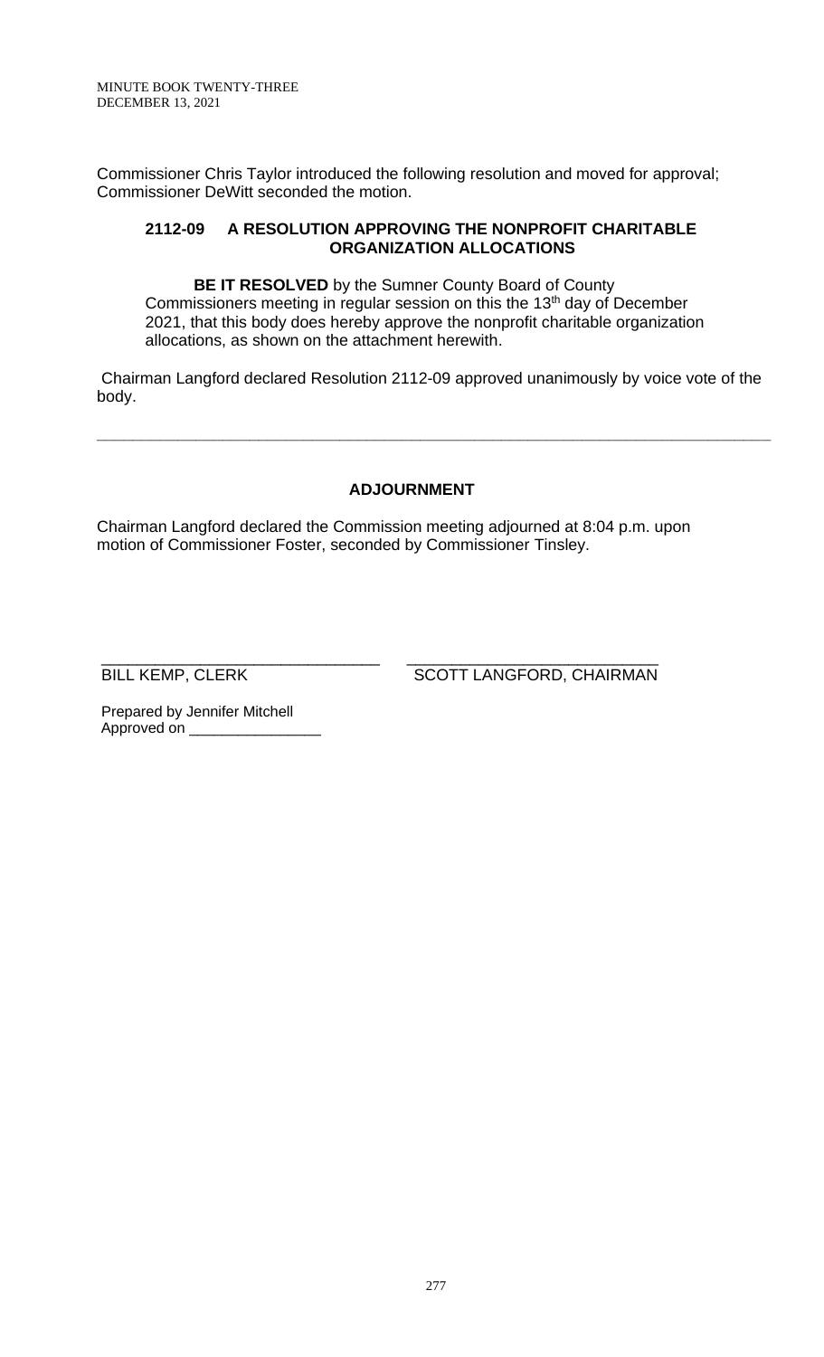Commissioner Chris Taylor introduced the following resolution and moved for approval; Commissioner DeWitt seconded the motion.

### 2112-09 A RESOLUTION APPROVING THE NONPROFIT CHARITABLE ORGANIZATION ALLOCATIONS

**BE IT RESOLVED** by the Sumner County Board of County Commissioners meeting in regular session on this the 13th day of December 2021, that this body does hereby approve the nonprofit charitable organization allocations, as shown on the attachment herewith.

Chairman Langford declared Resolution 2112-09 approved unanimously by voice vote of the body.

---

### ADJOURNMENT

Chairman Langford declared the Commission meeting adjourned at 8:04 p.m. upon motion of Commissioner Foster, seconded by Commissioner Tinsley.

\_\_\_\_\_\_\_\_\_\_\_\_\_\_\_\_\_\_\_\_\_\_\_\_\_\_\_\_\_\_\_\_ \_\_\_\_\_\_\_\_\_\_\_\_\_\_\_\_\_\_\_\_\_\_\_\_\_\_\_\_\_\_\_\_

BILL KEMP, CLERK SCOTT LANGFORD, CHAIRMAN

Prepared by Jennifer Mitchell
Approved on \_\_\_\_\_\_\_\_\_\_\_\_\_\_\_\_